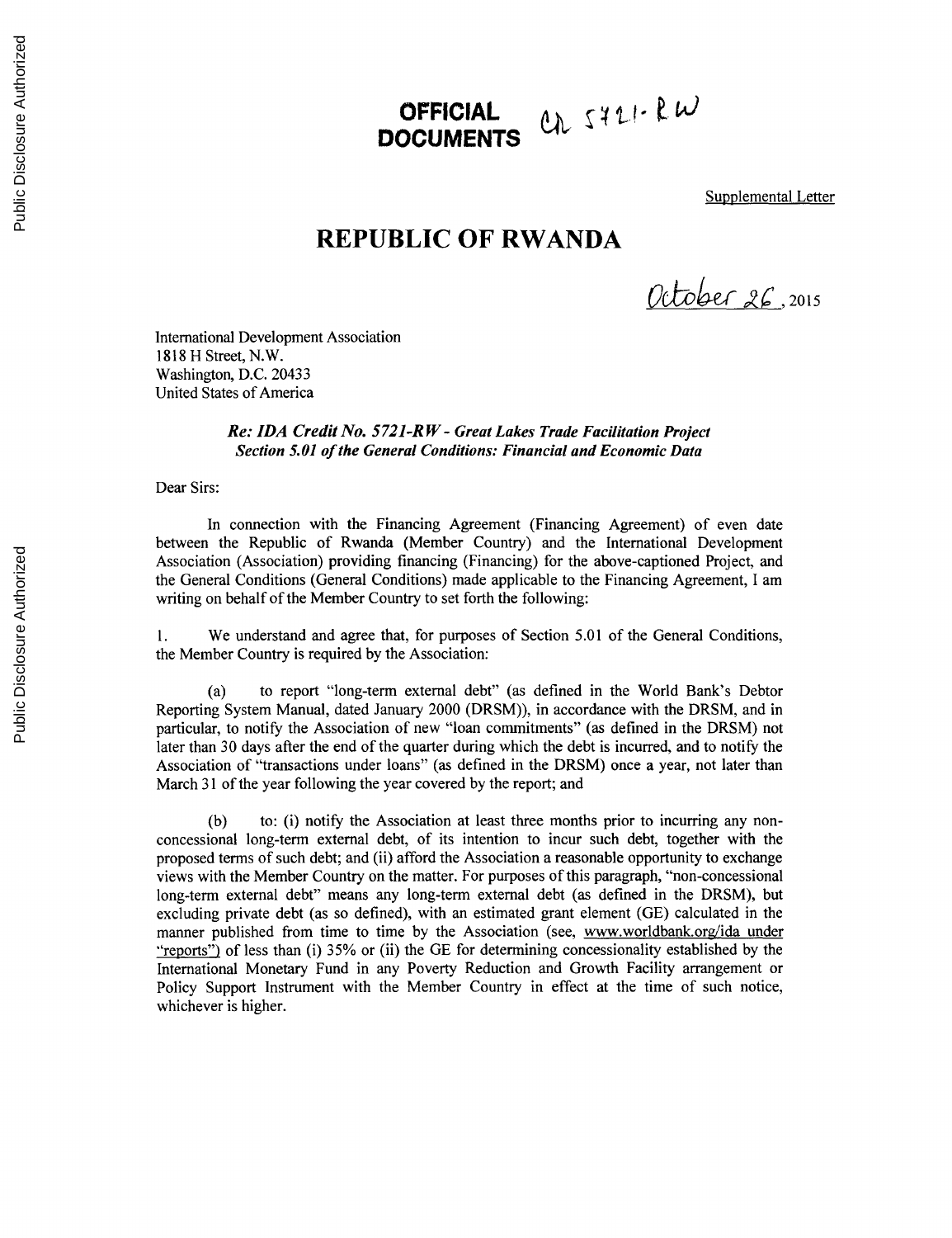**OFFICIAL DOCUMENTS** Cr 5721-RW

Supplemental Letter

# REPUBLIC OF RWANDA

October 26, 2015

International Development Association
1818 H Street, N.W.
Washington, D.C. 20433
United States of America

***Re: IDA Credit No. 5721-RW - Great Lakes Trade Facilitation Project***
***Section 5.01 of the General Conditions: Financial and Economic Data***

Dear Sirs:

In connection with the Financing Agreement (Financing Agreement) of even date between the Republic of Rwanda (Member Country) and the International Development Association (Association) providing financing (Financing) for the above-captioned Project, and the General Conditions (General Conditions) made applicable to the Financing Agreement, I am writing on behalf of the Member Country to set forth the following:

1. We understand and agree that, for purposes of Section 5.01 of the General Conditions, the Member Country is required by the Association:

(a) to report "long-term external debt" (as defined in the World Bank's Debtor Reporting System Manual, dated January 2000 (DRSM)), in accordance with the DRSM, and in particular, to notify the Association of new "loan commitments" (as defined in the DRSM) not later than 30 days after the end of the quarter during which the debt is incurred, and to notify the Association of "transactions under loans" (as defined in the DRSM) once a year, not later than March 31 of the year following the year covered by the report; and

(b) to: (i) notify the Association at least three months prior to incurring any non-concessional long-term external debt, of its intention to incur such debt, together with the proposed terms of such debt; and (ii) afford the Association a reasonable opportunity to exchange views with the Member Country on the matter. For purposes of this paragraph, "non-concessional long-term external debt" means any long-term external debt (as defined in the DRSM), but excluding private debt (as so defined), with an estimated grant element (GE) calculated in the manner published from time to time by the Association (see, www.worldbank.org/ida under "reports") of less than (i) 35% or (ii) the GE for determining concessionality established by the International Monetary Fund in any Poverty Reduction and Growth Facility arrangement or Policy Support Instrument with the Member Country in effect at the time of such notice, whichever is higher.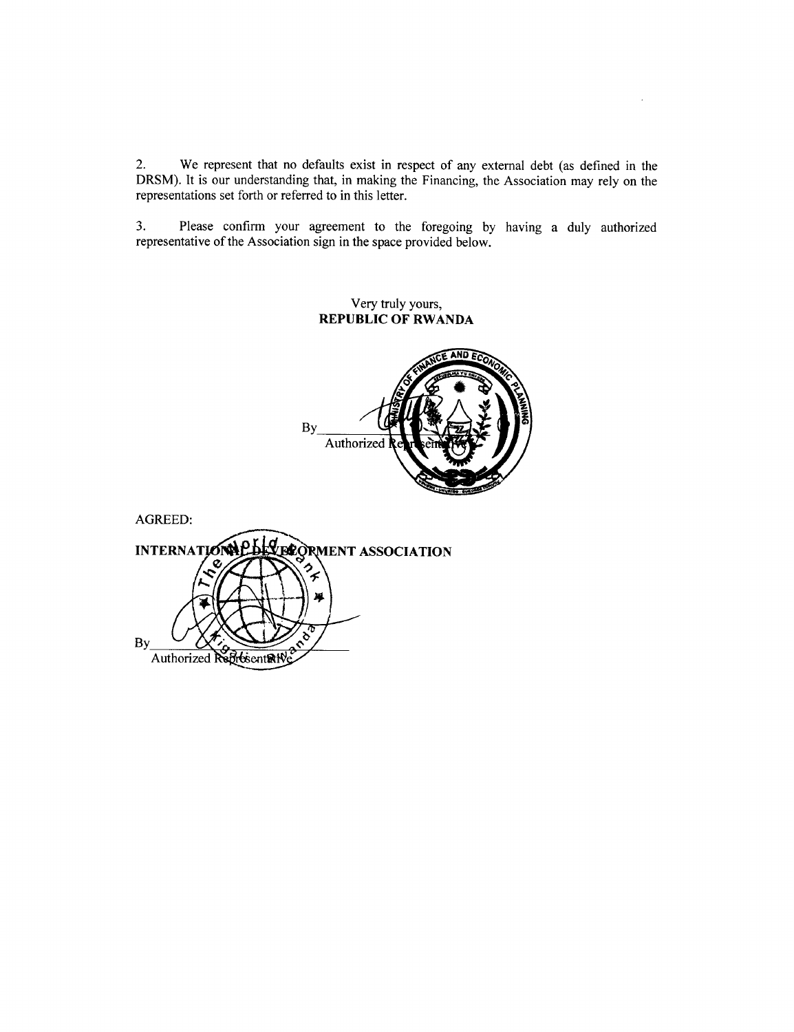2. We represent that no defaults exist in respect of any external debt (as defined in the DRSM). It is our understanding that, in making the Financing, the Association may rely on the representations set forth or referred to in this letter.

3. Please confirm your agreement to the foregoing by having a duly authorized representative of the Association sign in the space provided below.

Very truly yours,
**REPUBLIC OF RWANDA**

By\_\_\_\_\_\_\_\_\_\_\_\_\_\_\_\_\_\_\_\_
Authorized Representative

AGREED:

**INTERNATIONAL DEVELOPMENT ASSOCIATION**

By\_\_\_\_\_\_\_\_\_\_\_\_\_\_\_\_\_\_\_\_
Authorized Representative